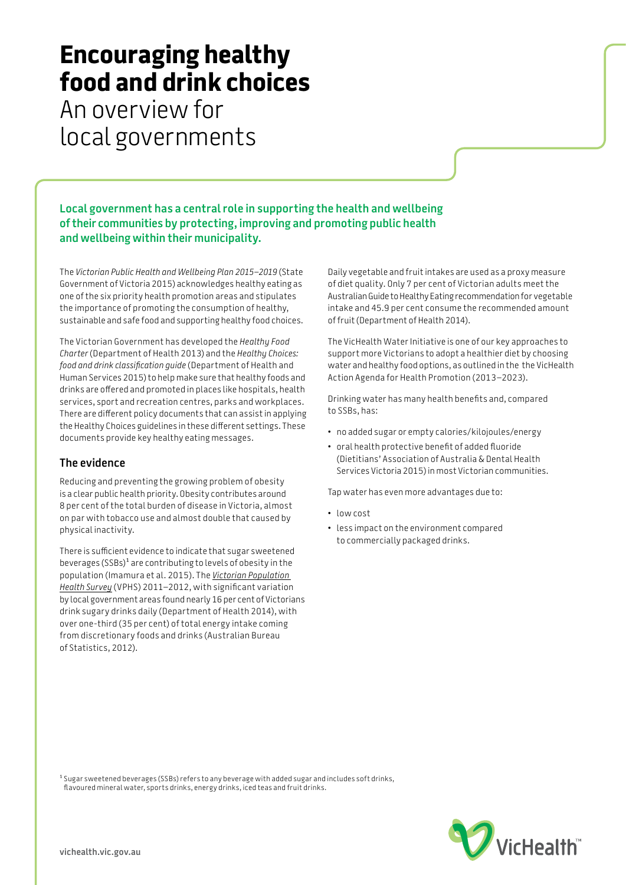# Encouraging healthy food and drink choices

## An overview for local governments

**Local government has a central role in supporting the health and wellbeing of their communities by protecting, improving and promoting public health and wellbeing within their municipality.**

The *Victorian Public Health and Wellbeing Plan 2015–2019* (State Government of Victoria 2015) acknowledges healthy eating as one of the six priority health promotion areas and stipulates the importance of promoting the consumption of healthy, sustainable and safe food and supporting healthy food choices.

The Victorian Government has developed the *Healthy Food Charter* (Department of Health 2013) and the *Healthy Choices: food and drink classification guide* (Department of Health and Human Services 2015) to help make sure that healthy foods and drinks are offered and promoted in places like hospitals, health services, sport and recreation centres, parks and workplaces. There are different policy documents that can assist in applying the Healthy Choices guidelines in these different settings. These documents provide key healthy eating messages.

### The evidence

Reducing and preventing the growing problem of obesity is a clear public health priority. Obesity contributes around 8 per cent of the total burden of disease in Victoria, almost on par with tobacco use and almost double that caused by physical inactivity.

There is sufficient evidence to indicate that sugar sweetened beverages (SSBs)[1] are contributing to levels of obesity in the population (Imamura et al. 2015). The *Victorian Population Health Survey* (VPHS) 2011–2012, with significant variation by local government areas found nearly 16 per cent of Victorians drink sugary drinks daily (Department of Health 2014), with over one-third (35 per cent) of total energy intake coming from discretionary foods and drinks (Australian Bureau of Statistics, 2012).

Daily vegetable and fruit intakes are used as a proxy measure of diet quality. Only 7 per cent of Victorian adults meet the Australian Guide to Healthy Eating recommendation for vegetable intake and 45.9 per cent consume the recommended amount of fruit (Department of Health 2014).

The VicHealth Water Initiative is one of our key approaches to support more Victorians to adopt a healthier diet by choosing water and healthy food options, as outlined in the the VicHealth Action Agenda for Health Promotion (2013–2023).

Drinking water has many health benefits and, compared to SSBs, has:

- no added sugar or empty calories/kilojoules/energy
- oral health protective benefit of added fluoride (Dietitians' Association of Australia & Dental Health Services Victoria 2015) in most Victorian communities.

Tap water has even more advantages due to:

- low cost
- less impact on the environment compared to commercially packaged drinks.

[1] Sugar sweetened beverages (SSBs) refers to any beverage with added sugar and includes soft drinks, flavoured mineral water, sports drinks, energy drinks, iced teas and fruit drinks.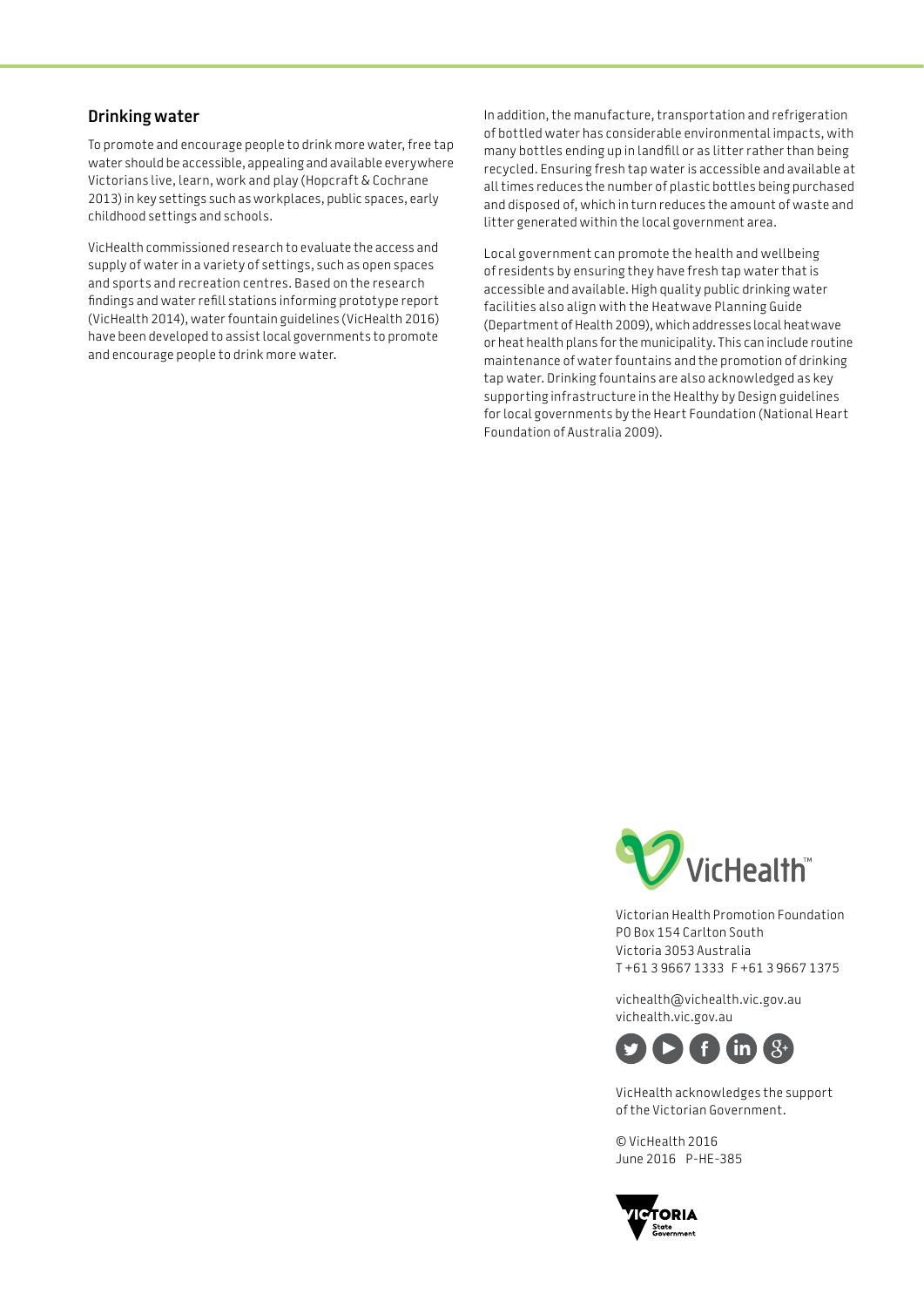## Drinking water

To promote and encourage people to drink more water, free tap water should be accessible, appealing and available everywhere Victorians live, learn, work and play (Hopcraft & Cochrane 2013) in key settings such as workplaces, public spaces, early childhood settings and schools.

VicHealth commissioned research to evaluate the access and supply of water in a variety of settings, such as open spaces and sports and recreation centres. Based on the research findings and water refill stations informing prototype report (VicHealth 2014), water fountain guidelines (VicHealth 2016) have been developed to assist local governments to promote and encourage people to drink more water.

In addition, the manufacture, transportation and refrigeration of bottled water has considerable environmental impacts, with many bottles ending up in landfill or as litter rather than being recycled. Ensuring fresh tap water is accessible and available at all times reduces the number of plastic bottles being purchased and disposed of, which in turn reduces the amount of waste and litter generated within the local government area.

Local government can promote the health and wellbeing of residents by ensuring they have fresh tap water that is accessible and available. High quality public drinking water facilities also align with the Heatwave Planning Guide (Department of Health 2009), which addresses local heatwave or heat health plans for the municipality. This can include routine maintenance of water fountains and the promotion of drinking tap water. Drinking fountains are also acknowledged as key supporting infrastructure in the Healthy by Design guidelines for local governments by the Heart Foundation (National Heart Foundation of Australia 2009).

VicHealth™

Victorian Health Promotion Foundation
PO Box 154 Carlton South
Victoria 3053 Australia
T +61 3 9667 1333 F +61 3 9667 1375

vichealth@vichealth.vic.gov.au
vichealth.vic.gov.au

VicHealth acknowledges the support of the Victorian Government.

© VicHealth 2016
June 2016 P-HE-385

VICTORIA State Government